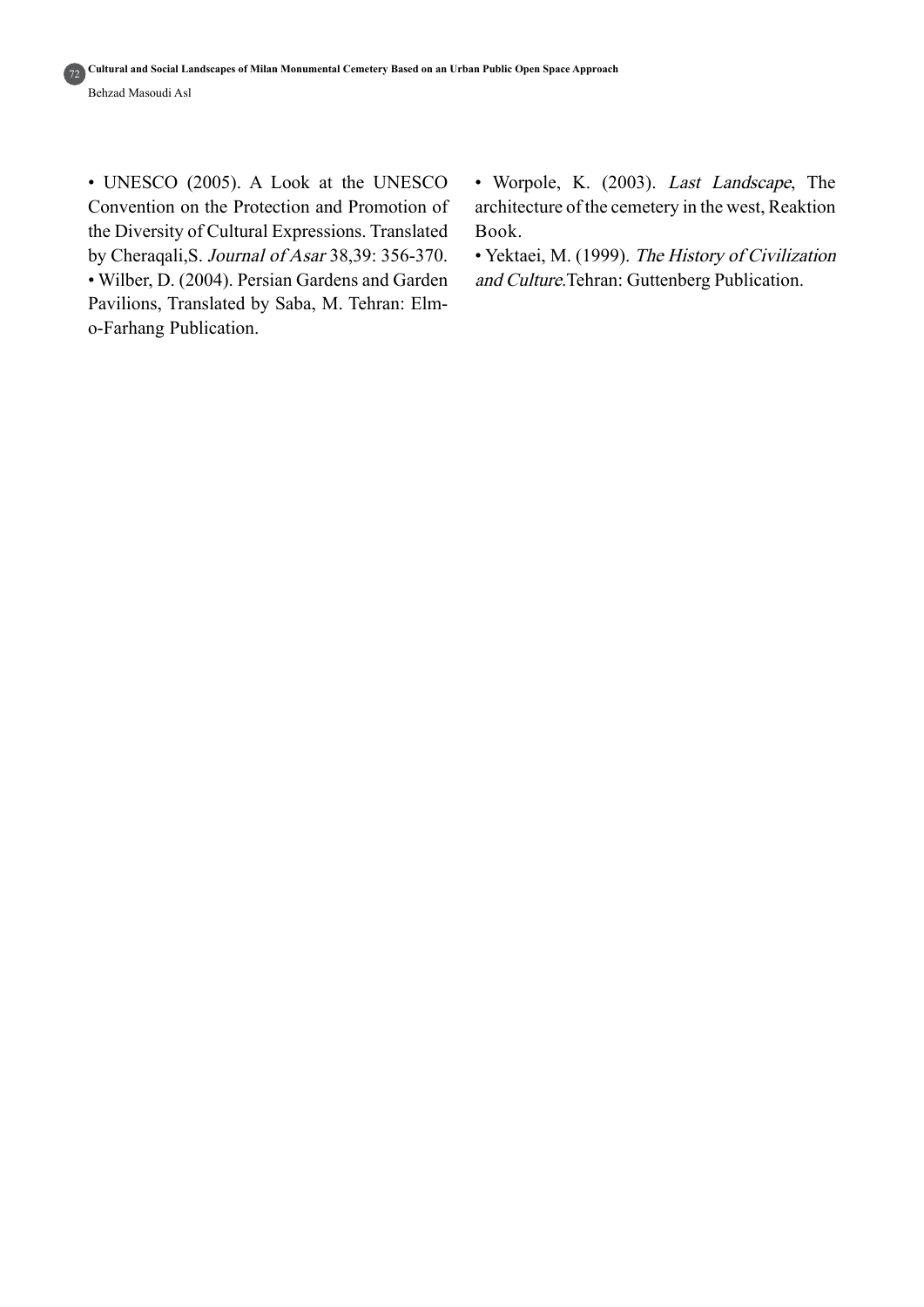- UNESCO (2005). A Look at the UNESCO Convention on the Protection and Promotion of the Diversity of Cultural Expressions. Translated by Cheraqali,S. *Journal of Asar* 38,39: 356-370.
- Wilber, D. (2004). Persian Gardens and Garden Pavilions, Translated by Saba, M. Tehran: Elm-o-Farhang Publication.
- Worpole, K. (2003). *Last Landscape*, The architecture of the cemetery in the west, Reaktion Book.
- Yektaei, M. (1999). *The History of Civilization and Culture*.Tehran: Guttenberg Publication.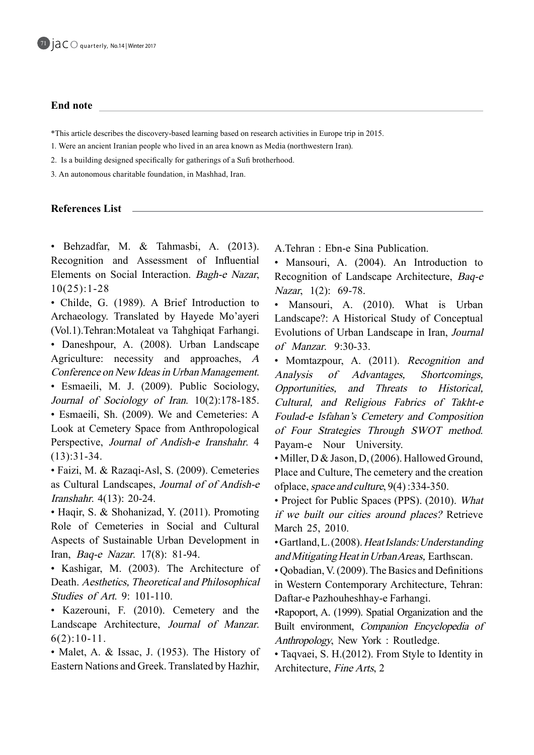## End note

*This article describes the discovery-based learning based on research activities in Europe trip in 2015.

1. Were an ancient Iranian people who lived in an area known as Media (northwestern Iran).

2. Is a building designed specifically for gatherings of a Sufi brotherhood.

3. An autonomous charitable foundation, in Mashhad, Iran.

## References List

- Behzadfar, M. & Tahmasbi, A. (2013). Recognition and Assessment of Influential Elements on Social Interaction. *Bagh-e Nazar*, 10(25):1-28
- Childe, G. (1989). A Brief Introduction to Archaeology. Translated by Hayede Mo'ayeri (Vol.1).Tehran:Motaleat va Tahghiqat Farhangi.
- Daneshpour, A. (2008). Urban Landscape Agriculture: necessity and approaches, *A Conference on New Ideas in Urban Management*.
- Esmaeili, M. J. (2009). Public Sociology, *Journal of Sociology of Iran*. 10(2):178-185.
- Esmaeili, Sh. (2009). We and Cemeteries: A Look at Cemetery Space from Anthropological Perspective, *Journal of Andish-e Iranshahr*. 4 (13):31-34.
- Faizi, M. & Razaqi-Asl, S. (2009). Cemeteries as Cultural Landscapes, *Journal of of Andish-e Iranshahr*. 4(13): 20-24.
- Haqir, S. & Shohanizad, Y. (2011). Promoting Role of Cemeteries in Social and Cultural Aspects of Sustainable Urban Development in Iran, *Baq-e Nazar*. 17(8): 81-94.
- Kashigar, M. (2003). The Architecture of Death. *Aesthetics, Theoretical and Philosophical Studies of Art*. 9: 101-110.
- Kazerouni, F. (2010). Cemetery and the Landscape Architecture, *Journal of Manzar*. 6(2):10-11.
- Malet, A. & Issac, J. (1953). The History of Eastern Nations and Greek. Translated by Hazhir, A.Tehran : Ebn-e Sina Publication.
- Mansouri, A. (2004). An Introduction to Recognition of Landscape Architecture, *Baq-e Nazar*, 1(2): 69-78.
- Mansouri, A. (2010). What is Urban Landscape?: A Historical Study of Conceptual Evolutions of Urban Landscape in Iran, *Journal of Manzar*. 9:30-33.
- Momtazpour, A. (2011). *Recognition and Analysis of Advantages, Shortcomings, Opportunities, and Threats to Historical, Cultural, and Religious Fabrics of Takht-e Foulad-e Isfahan's Cemetery and Composition of Four Strategies Through SWOT method*. Payam-e Nour University.
- Miller, D & Jason, D, (2006). Hallowed Ground, Place and Culture, The cemetery and the creation ofplace, *space and culture*, 9(4) :334-350.
- Project for Public Spaces (PPS). (2010). *What if we built our cities around places?* Retrieve March 25, 2010.
- Gartland, L. (2008). *Heat Islands: Understanding and Mitigating Heat in Urban Areas*, Earthscan.
- Qobadian, V. (2009). The Basics and Definitions in Western Contemporary Architecture, Tehran: Daftar-e Pazhouheshhay-e Farhangi.
- Rapoport, A. (1999). Spatial Organization and the Built environment, *Companion Encyclopedia of Anthropology*, New York : Routledge.
- Taqvaei, S. H.(2012). From Style to Identity in Architecture, *Fine Arts*, 2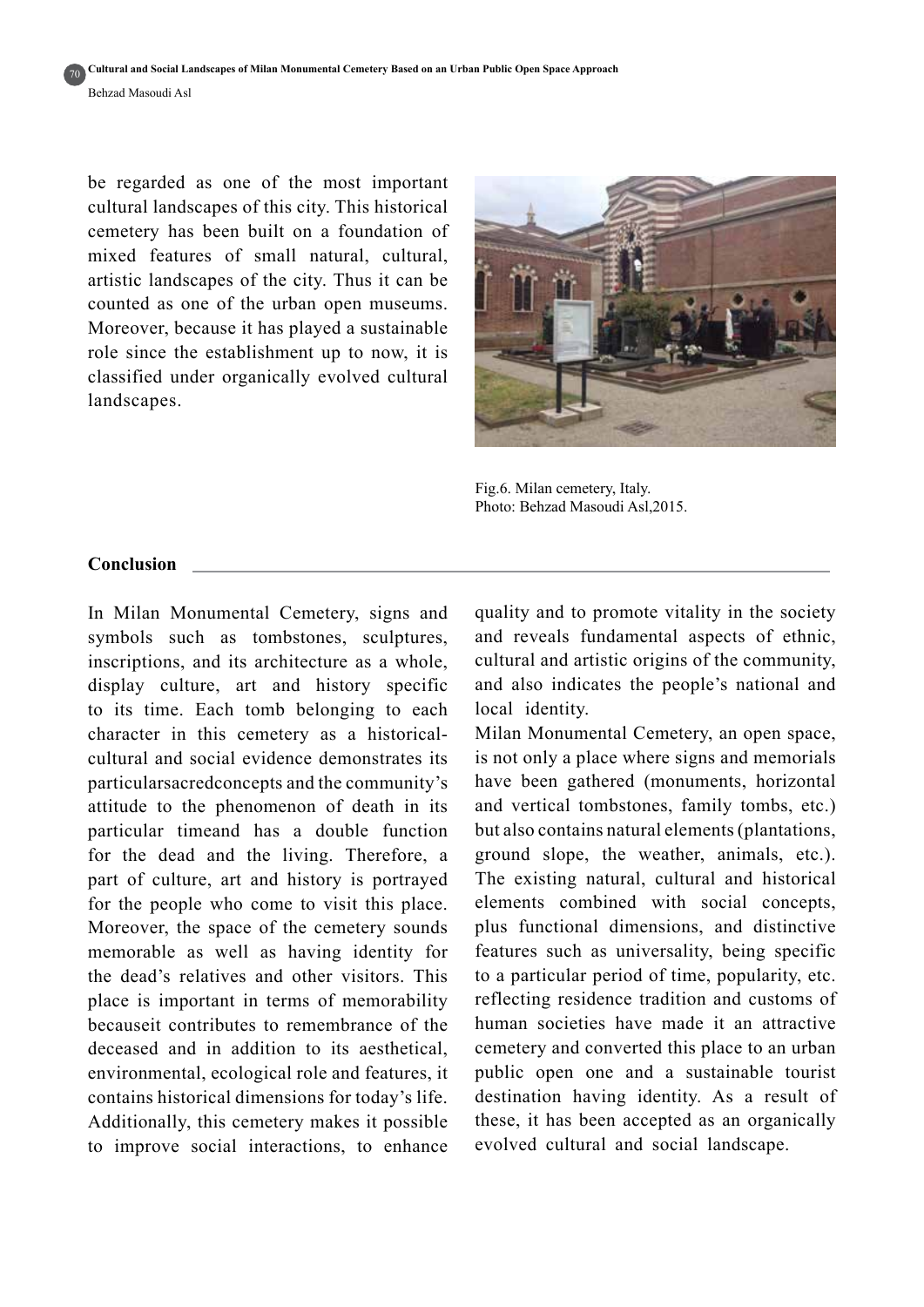be regarded as one of the most important cultural landscapes of this city. This historical cemetery has been built on a foundation of mixed features of small natural, cultural, artistic landscapes of the city. Thus it can be counted as one of the urban open museums. Moreover, because it has played a sustainable role since the establishment up to now, it is classified under organically evolved cultural landscapes.

Fig.6. Milan cemetery, Italy.
Photo: Behzad Masoudi Asl,2015.

**Conclusion**

In Milan Monumental Cemetery, signs and symbols such as tombstones, sculptures, inscriptions, and its architecture as a whole, display culture, art and history specific to its time. Each tomb belonging to each character in this cemetery as a historical-cultural and social evidence demonstrates its particularsacredconcepts and the community's attitude to the phenomenon of death in its particular timeand has a double function for the dead and the living. Therefore, a part of culture, art and history is portrayed for the people who come to visit this place. Moreover, the space of the cemetery sounds memorable as well as having identity for the dead's relatives and other visitors. This place is important in terms of memorability becauseit contributes to remembrance of the deceased and in addition to its aesthetical, environmental, ecological role and features, it contains historical dimensions for today's life. Additionally, this cemetery makes it possible to improve social interactions, to enhance quality and to promote vitality in the society and reveals fundamental aspects of ethnic, cultural and artistic origins of the community, and also indicates the people's national and local identity.

Milan Monumental Cemetery, an open space, is not only a place where signs and memorials have been gathered (monuments, horizontal and vertical tombstones, family tombs, etc.) but also contains natural elements (plantations, ground slope, the weather, animals, etc.). The existing natural, cultural and historical elements combined with social concepts, plus functional dimensions, and distinctive features such as universality, being specific to a particular period of time, popularity, etc. reflecting residence tradition and customs of human societies have made it an attractive cemetery and converted this place to an urban public open one and a sustainable tourist destination having identity. As a result of these, it has been accepted as an organically evolved cultural and social landscape.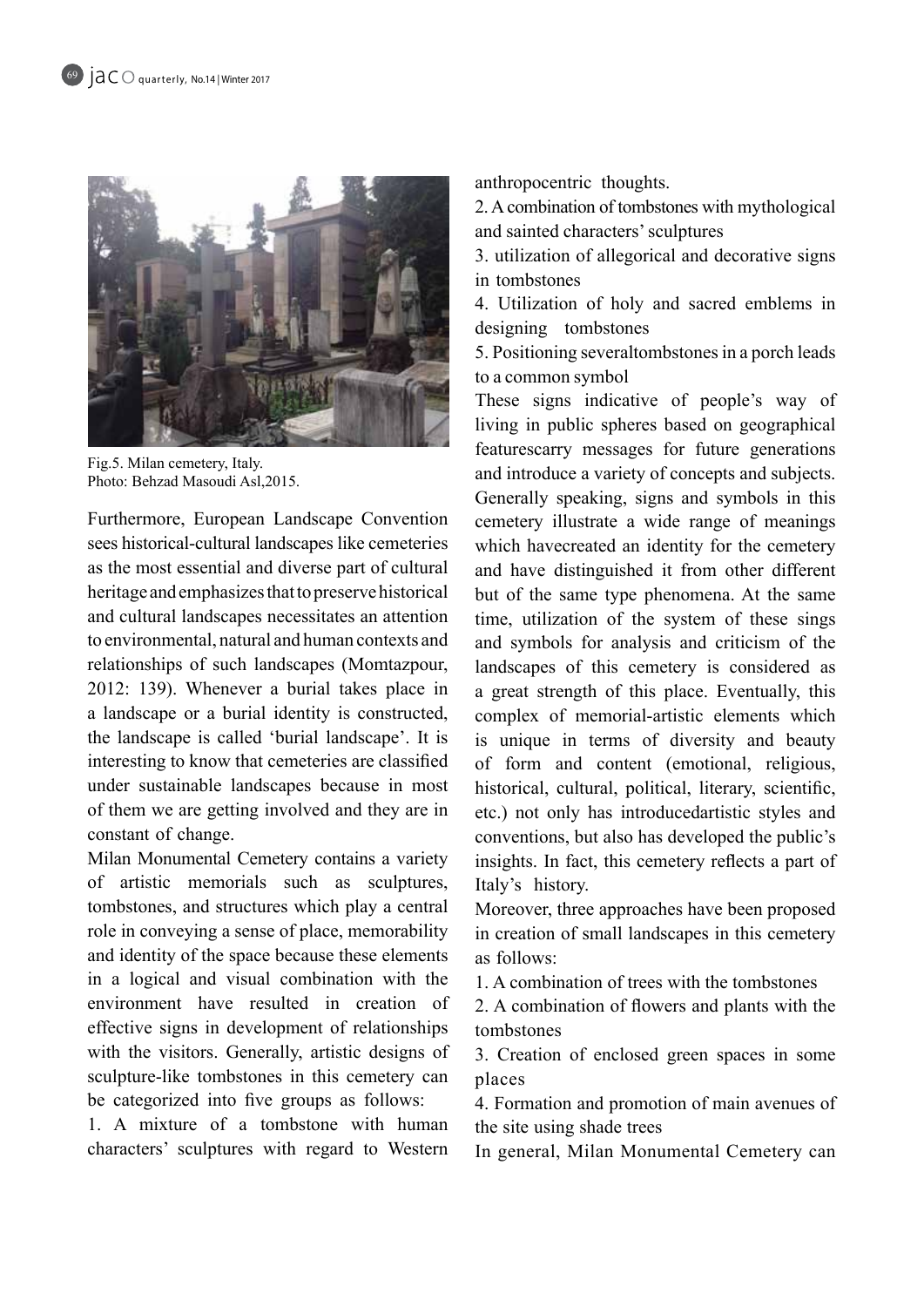Fig.5. Milan cemetery, Italy.
Photo: Behzad Masoudi Asl,2015.

Furthermore, European Landscape Convention sees historical-cultural landscapes like cemeteries as the most essential and diverse part of cultural heritage and emphasizes that to preserve historical and cultural landscapes necessitates an attention to environmental, natural and human contexts and relationships of such landscapes (Momtazpour, 2012: 139). Whenever a burial takes place in a landscape or a burial identity is constructed, the landscape is called 'burial landscape'. It is interesting to know that cemeteries are classified under sustainable landscapes because in most of them we are getting involved and they are in constant of change.

Milan Monumental Cemetery contains a variety of artistic memorials such as sculptures, tombstones, and structures which play a central role in conveying a sense of place, memorability and identity of the space because these elements in a logical and visual combination with the environment have resulted in creation of effective signs in development of relationships with the visitors. Generally, artistic designs of sculpture-like tombstones in this cemetery can be categorized into five groups as follows:

1. A mixture of a tombstone with human characters' sculptures with regard to Western anthropocentric thoughts.
2. A combination of tombstones with mythological and sainted characters' sculptures
3. utilization of allegorical and decorative signs in tombstones
4. Utilization of holy and sacred emblems in designing tombstones
5. Positioning severaltombstones in a porch leads to a common symbol

These signs indicative of people's way of living in public spheres based on geographical featurescarry messages for future generations and introduce a variety of concepts and subjects. Generally speaking, signs and symbols in this cemetery illustrate a wide range of meanings which havecreated an identity for the cemetery and have distinguished it from other different but of the same type phenomena. At the same time, utilization of the system of these sings and symbols for analysis and criticism of the landscapes of this cemetery is considered as a great strength of this place. Eventually, this complex of memorial-artistic elements which is unique in terms of diversity and beauty of form and content (emotional, religious, historical, cultural, political, literary, scientific, etc.) not only has introducedartistic styles and conventions, but also has developed the public's insights. In fact, this cemetery reflects a part of Italy's history.

Moreover, three approaches have been proposed in creation of small landscapes in this cemetery as follows:

1. A combination of trees with the tombstones
2. A combination of flowers and plants with the tombstones
3. Creation of enclosed green spaces in some places
4. Formation and promotion of main avenues of the site using shade trees

In general, Milan Monumental Cemetery can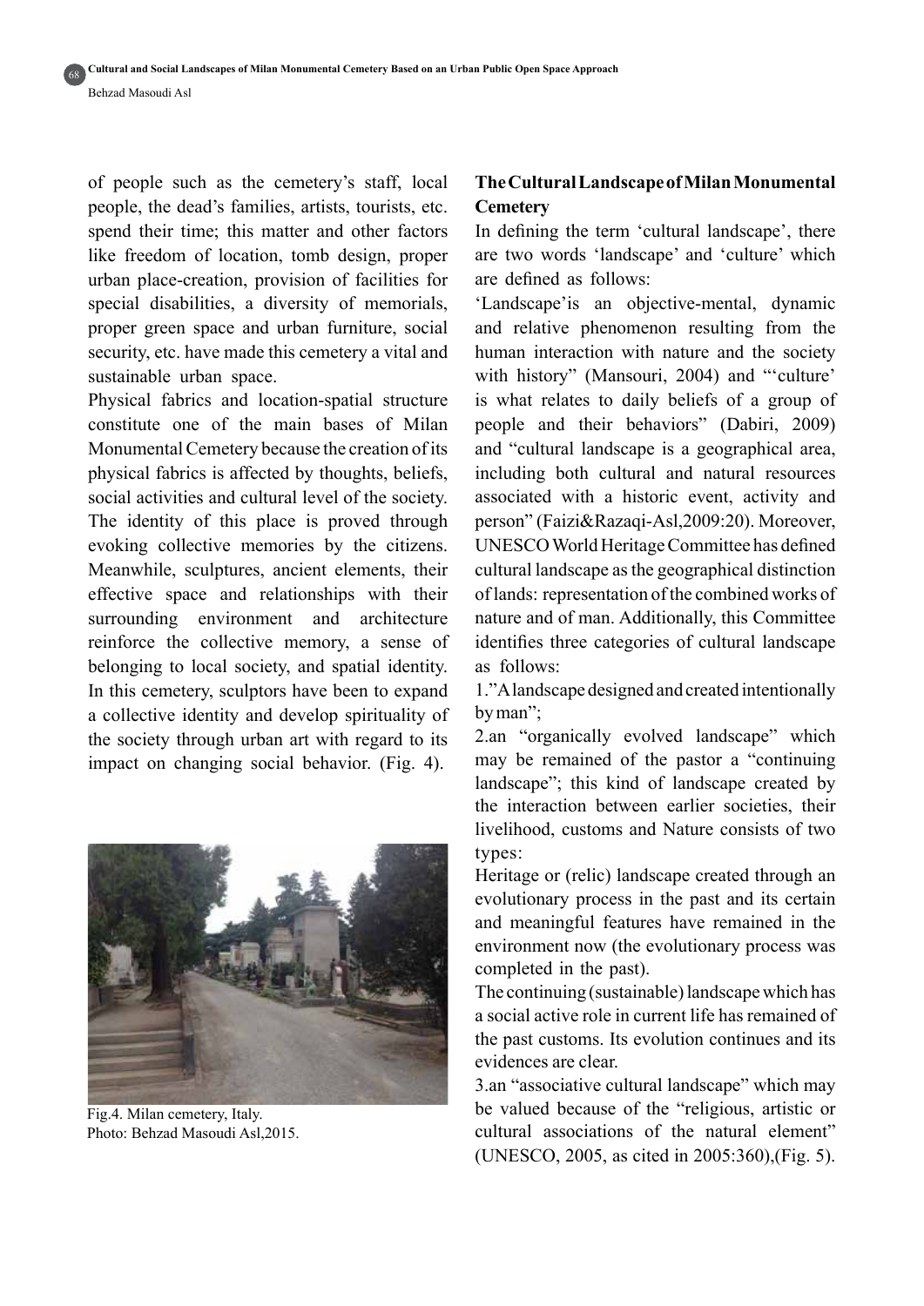of people such as the cemetery's staff, local people, the dead's families, artists, tourists, etc. spend their time; this matter and other factors like freedom of location, tomb design, proper urban place-creation, provision of facilities for special disabilities, a diversity of memorials, proper green space and urban furniture, social security, etc. have made this cemetery a vital and sustainable urban space.

Physical fabrics and location-spatial structure constitute one of the main bases of Milan Monumental Cemetery because the creation of its physical fabrics is affected by thoughts, beliefs, social activities and cultural level of the society. The identity of this place is proved through evoking collective memories by the citizens. Meanwhile, sculptures, ancient elements, their effective space and relationships with their surrounding environment and architecture reinforce the collective memory, a sense of belonging to local society, and spatial identity. In this cemetery, sculptors have been to expand a collective identity and develop spirituality of the society through urban art with regard to its impact on changing social behavior. (Fig. 4).

Fig.4. Milan cemetery, Italy.
Photo: Behzad Masoudi Asl,2015.

## The Cultural Landscape of Milan Monumental Cemetery

In defining the term 'cultural landscape', there are two words 'landscape' and 'culture' which are defined as follows:

'Landscape'is an objective-mental, dynamic and relative phenomenon resulting from the human interaction with nature and the society with history" (Mansouri, 2004) and "'culture' is what relates to daily beliefs of a group of people and their behaviors" (Dabiri, 2009) and "cultural landscape is a geographical area, including both cultural and natural resources associated with a historic event, activity and person" (Faizi&Razaqi-Asl,2009:20). Moreover, UNESCO World Heritage Committee has defined cultural landscape as the geographical distinction of lands: representation of the combined works of nature and of man. Additionally, this Committee identifies three categories of cultural landscape as follows:

1."A landscape designed and created intentionally by man";

2.an "organically evolved landscape" which may be remained of the pastor a "continuing landscape"; this kind of landscape created by the interaction between earlier societies, their livelihood, customs and Nature consists of two types:

Heritage or (relic) landscape created through an evolutionary process in the past and its certain and meaningful features have remained in the environment now (the evolutionary process was completed in the past).

The continuing (sustainable) landscape which has a social active role in current life has remained of the past customs. Its evolution continues and its evidences are clear.

3.an "associative cultural landscape" which may be valued because of the "religious, artistic or cultural associations of the natural element" (UNESCO, 2005, as cited in 2005:360),(Fig. 5).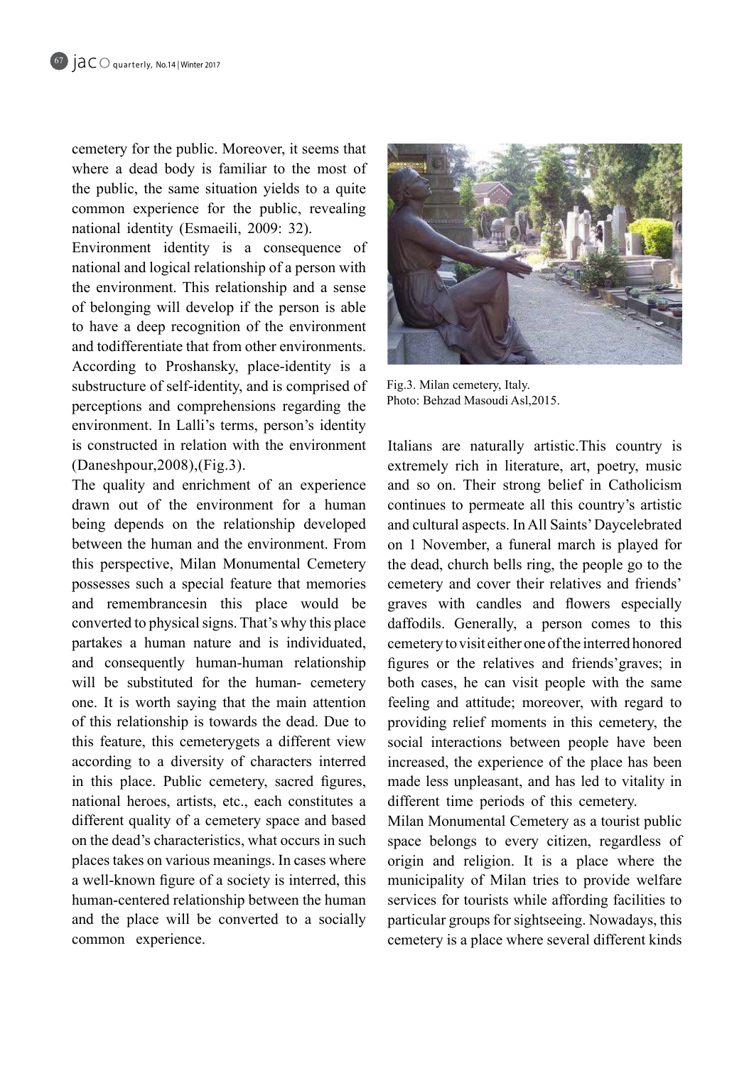cemetery for the public. Moreover, it seems that where a dead body is familiar to the most of the public, the same situation yields to a quite common experience for the public, revealing national identity (Esmaeili, 2009: 32).

Environment identity is a consequence of national and logical relationship of a person with the environment. This relationship and a sense of belonging will develop if the person is able to have a deep recognition of the environment and todifferentiate that from other environments. According to Proshansky, place-identity is a substructure of self-identity, and is comprised of perceptions and comprehensions regarding the environment. In Lalli's terms, person's identity is constructed in relation with the environment (Daneshpour,2008),(Fig.3).

The quality and enrichment of an experience drawn out of the environment for a human being depends on the relationship developed between the human and the environment. From this perspective, Milan Monumental Cemetery possesses such a special feature that memories and remembrancesin this place would be converted to physical signs. That's why this place partakes a human nature and is individuated, and consequently human-human relationship will be substituted for the human- cemetery one. It is worth saying that the main attention of this relationship is towards the dead. Due to this feature, this cemeterygets a different view according to a diversity of characters interred in this place. Public cemetery, sacred figures, national heroes, artists, etc., each constitutes a different quality of a cemetery space and based on the dead's characteristics, what occurs in such places takes on various meanings. In cases where a well-known figure of a society is interred, this human-centered relationship between the human and the place will be converted to a socially common experience.

Fig.3. Milan cemetery, Italy.
Photo: Behzad Masoudi Asl,2015.

Italians are naturally artistic.This country is extremely rich in literature, art, poetry, music and so on. Their strong belief in Catholicism continues to permeate all this country's artistic and cultural aspects. In All Saints' Daycelebrated on 1 November, a funeral march is played for the dead, church bells ring, the people go to the cemetery and cover their relatives and friends' graves with candles and flowers especially daffodils. Generally, a person comes to this cemetery to visit either one of the interred honored figures or the relatives and friends'graves; in both cases, he can visit people with the same feeling and attitude; moreover, with regard to providing relief moments in this cemetery, the social interactions between people have been increased, the experience of the place has been made less unpleasant, and has led to vitality in different time periods of this cemetery.

Milan Monumental Cemetery as a tourist public space belongs to every citizen, regardless of origin and religion. It is a place where the municipality of Milan tries to provide welfare services for tourists while affording facilities to particular groups for sightseeing. Nowadays, this cemetery is a place where several different kinds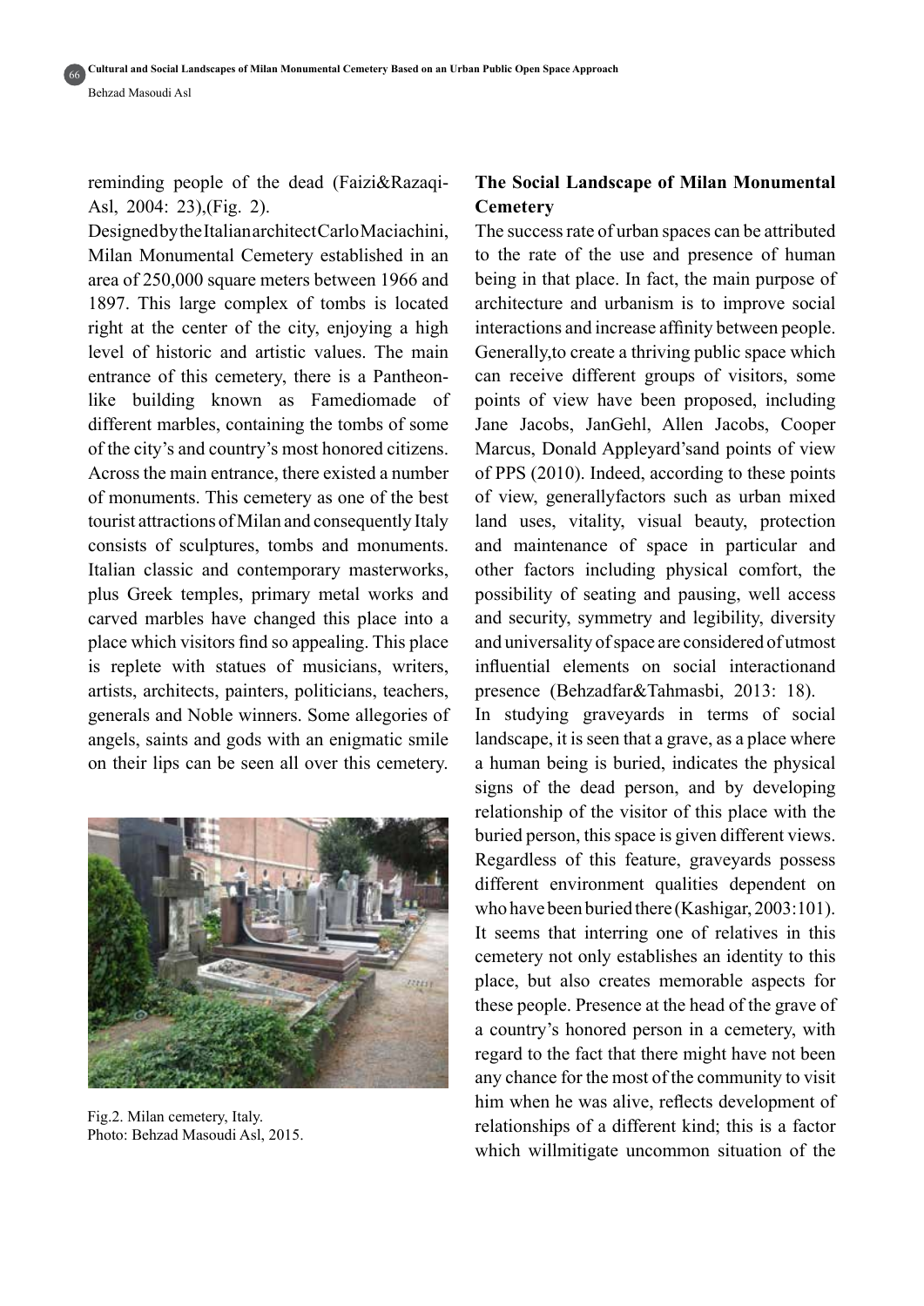reminding people of the dead (Faizi&Razaqi-Asl, 2004: 23),(Fig. 2).

Designed by the Italian architect Carlo Maciachini, Milan Monumental Cemetery established in an area of 250,000 square meters between 1966 and 1897. This large complex of tombs is located right at the center of the city, enjoying a high level of historic and artistic values. The main entrance of this cemetery, there is a Pantheon-like building known as Famediomade of different marbles, containing the tombs of some of the city's and country's most honored citizens. Across the main entrance, there existed a number of monuments. This cemetery as one of the best tourist attractions of Milan and consequently Italy consists of sculptures, tombs and monuments. Italian classic and contemporary masterworks, plus Greek temples, primary metal works and carved marbles have changed this place into a place which visitors find so appealing. This place is replete with statues of musicians, writers, artists, architects, painters, politicians, teachers, generals and Noble winners. Some allegories of angels, saints and gods with an enigmatic smile on their lips can be seen all over this cemetery.

Fig.2. Milan cemetery, Italy.
Photo: Behzad Masoudi Asl, 2015.

**The Social Landscape of Milan Monumental Cemetery**

The success rate of urban spaces can be attributed to the rate of the use and presence of human being in that place. In fact, the main purpose of architecture and urbanism is to improve social interactions and increase affinity between people. Generally,to create a thriving public space which can receive different groups of visitors, some points of view have been proposed, including Jane Jacobs, JanGehl, Allen Jacobs, Cooper Marcus, Donald Appleyard'sand points of view of PPS (2010). Indeed, according to these points of view, generallyfactors such as urban mixed land uses, vitality, visual beauty, protection and maintenance of space in particular and other factors including physical comfort, the possibility of seating and pausing, well access and security, symmetry and legibility, diversity and universality of space are considered of utmost influential elements on social interactionand presence (Behzadfar&Tahmasbi, 2013: 18).

In studying graveyards in terms of social landscape, it is seen that a grave, as a place where a human being is buried, indicates the physical signs of the dead person, and by developing relationship of the visitor of this place with the buried person, this space is given different views. Regardless of this feature, graveyards possess different environment qualities dependent on who have been buried there (Kashigar, 2003:101). It seems that interring one of relatives in this cemetery not only establishes an identity to this place, but also creates memorable aspects for these people. Presence at the head of the grave of a country's honored person in a cemetery, with regard to the fact that there might have not been any chance for the most of the community to visit him when he was alive, reflects development of relationships of a different kind; this is a factor which willmitigate uncommon situation of the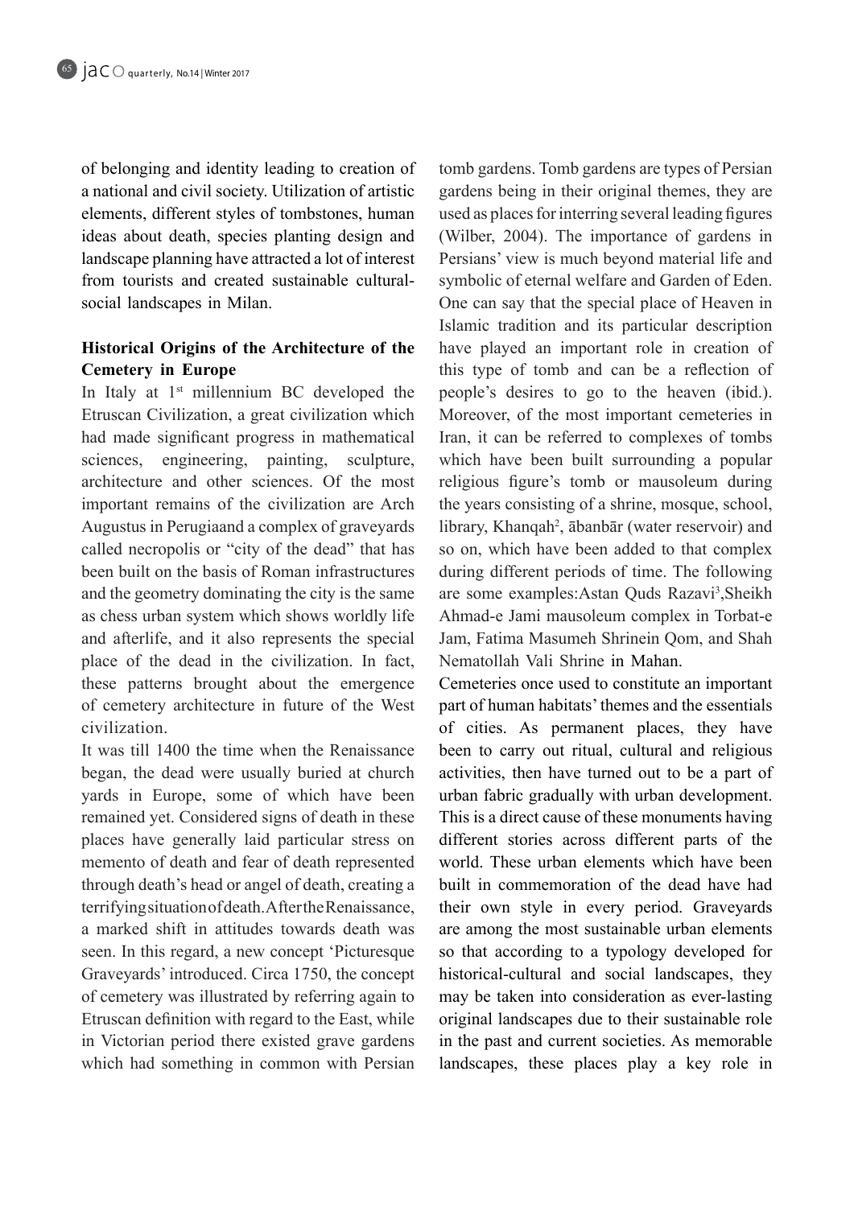of belonging and identity leading to creation of a national and civil society. Utilization of artistic elements, different styles of tombstones, human ideas about death, species planting design and landscape planning have attracted a lot of interest from tourists and created sustainable cultural-social landscapes in Milan.

**Historical Origins of the Architecture of the Cemetery in Europe**

In Italy at 1st millennium BC developed the Etruscan Civilization, a great civilization which had made significant progress in mathematical sciences, engineering, painting, sculpture, architecture and other sciences. Of the most important remains of the civilization are Arch Augustus in Perugiaand a complex of graveyards called necropolis or "city of the dead" that has been built on the basis of Roman infrastructures and the geometry dominating the city is the same as chess urban system which shows worldly life and afterlife, and it also represents the special place of the dead in the civilization. In fact, these patterns brought about the emergence of cemetery architecture in future of the West civilization.

It was till 1400 the time when the Renaissance began, the dead were usually buried at church yards in Europe, some of which have been remained yet. Considered signs of death in these places have generally laid particular stress on memento of death and fear of death represented through death's head or angel of death, creating a terrifying situation of death. After the Renaissance, a marked shift in attitudes towards death was seen. In this regard, a new concept 'Picturesque Graveyards' introduced. Circa 1750, the concept of cemetery was illustrated by referring again to Etruscan definition with regard to the East, while in Victorian period there existed grave gardens which had something in common with Persian tomb gardens. Tomb gardens are types of Persian gardens being in their original themes, they are used as places for interring several leading figures (Wilber, 2004). The importance of gardens in Persians' view is much beyond material life and symbolic of eternal welfare and Garden of Eden. One can say that the special place of Heaven in Islamic tradition and its particular description have played an important role in creation of this type of tomb and can be a reflection of people's desires to go to the heaven (ibid.). Moreover, of the most important cemeteries in Iran, it can be referred to complexes of tombs which have been built surrounding a popular religious figure's tomb or mausoleum during the years consisting of a shrine, mosque, school, library, Khanqah[2], ābanbār (water reservoir) and so on, which have been added to that complex during different periods of time. The following are some examples:Astan Quds Razavi[3],Sheikh Ahmad-e Jami mausoleum complex in Torbat-e Jam, Fatima Masumeh Shrinein Qom, and Shah Nematollah Vali Shrine in Mahan.

Cemeteries once used to constitute an important part of human habitats' themes and the essentials of cities. As permanent places, they have been to carry out ritual, cultural and religious activities, then have turned out to be a part of urban fabric gradually with urban development. This is a direct cause of these monuments having different stories across different parts of the world. These urban elements which have been built in commemoration of the dead have had their own style in every period. Graveyards are among the most sustainable urban elements so that according to a typology developed for historical-cultural and social landscapes, they may be taken into consideration as ever-lasting original landscapes due to their sustainable role in the past and current societies. As memorable landscapes, these places play a key role in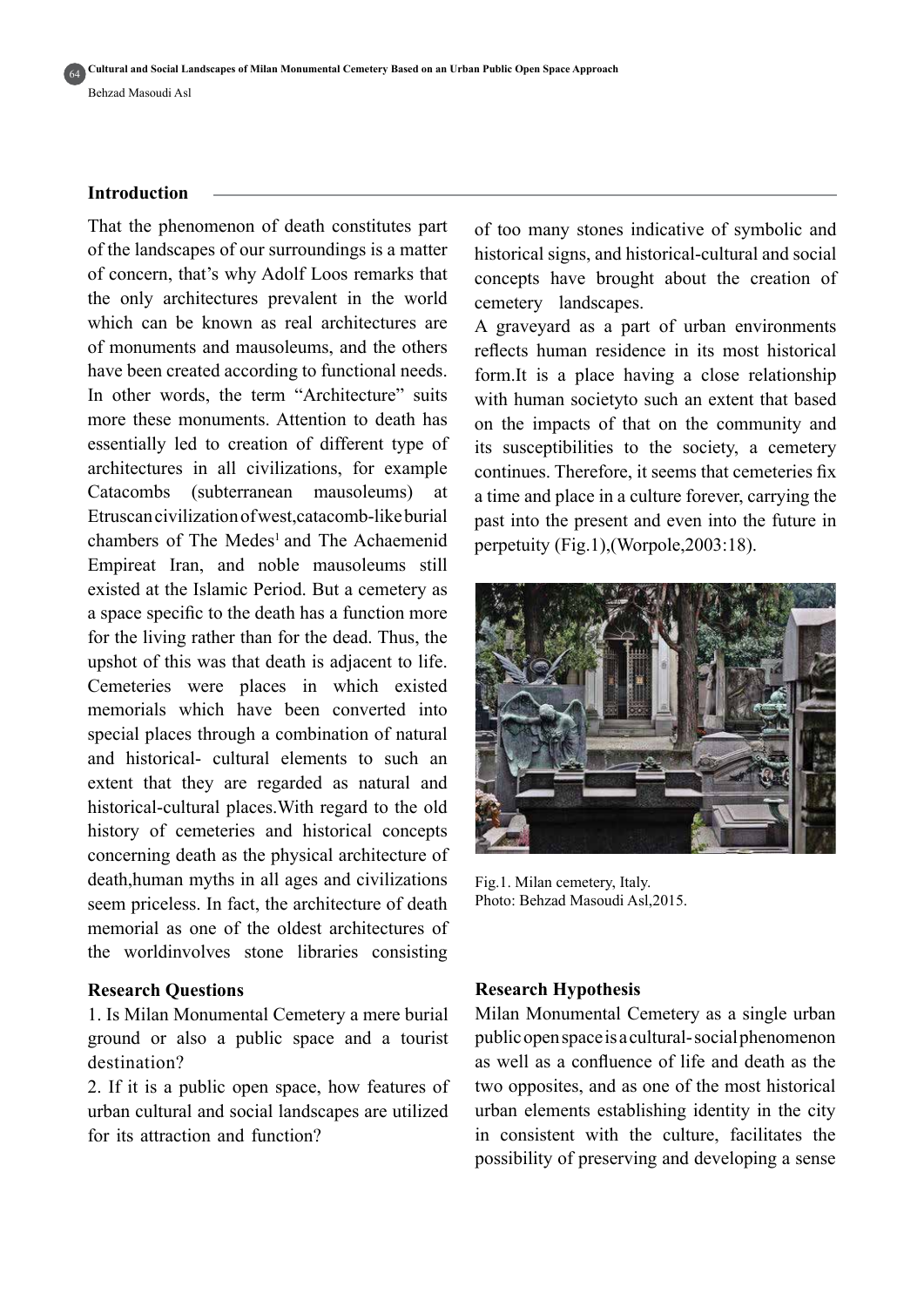## Introduction

That the phenomenon of death constitutes part of the landscapes of our surroundings is a matter of concern, that's why Adolf Loos remarks that the only architectures prevalent in the world which can be known as real architectures are of monuments and mausoleums, and the others have been created according to functional needs. In other words, the term "Architecture" suits more these monuments. Attention to death has essentially led to creation of different type of architectures in all civilizations, for example Catacombs (subterranean mausoleums) at Etruscan civilization of west, catacomb-like burial chambers of The Medes[1] and The Achaemenid Empireat Iran, and noble mausoleums still existed at the Islamic Period. But a cemetery as a space specific to the death has a function more for the living rather than for the dead. Thus, the upshot of this was that death is adjacent to life. Cemeteries were places in which existed memorials which have been converted into special places through a combination of natural and historical- cultural elements to such an extent that they are regarded as natural and historical-cultural places.With regard to the old history of cemeteries and historical concepts concerning death as the physical architecture of death,human myths in all ages and civilizations seem priceless. In fact, the architecture of death memorial as one of the oldest architectures of the worldinvolves stone libraries consisting of too many stones indicative of symbolic and historical signs, and historical-cultural and social concepts have brought about the creation of cemetery landscapes.

A graveyard as a part of urban environments reflects human residence in its most historical form.It is a place having a close relationship with human societyto such an extent that based on the impacts of that on the community and its susceptibilities to the society, a cemetery continues. Therefore, it seems that cemeteries fix a time and place in a culture forever, carrying the past into the present and even into the future in perpetuity (Fig.1),(Worpole,2003:18).

Fig.1. Milan cemetery, Italy.
Photo: Behzad Masoudi Asl,2015.

### Research Questions

1. Is Milan Monumental Cemetery a mere burial ground or also a public space and a tourist destination?
2. If it is a public open space, how features of urban cultural and social landscapes are utilized for its attraction and function?

### Research Hypothesis

Milan Monumental Cemetery as a single urban public open space is a cultural- social phenomenon as well as a confluence of life and death as the two opposites, and as one of the most historical urban elements establishing identity in the city in consistent with the culture, facilitates the possibility of preserving and developing a sense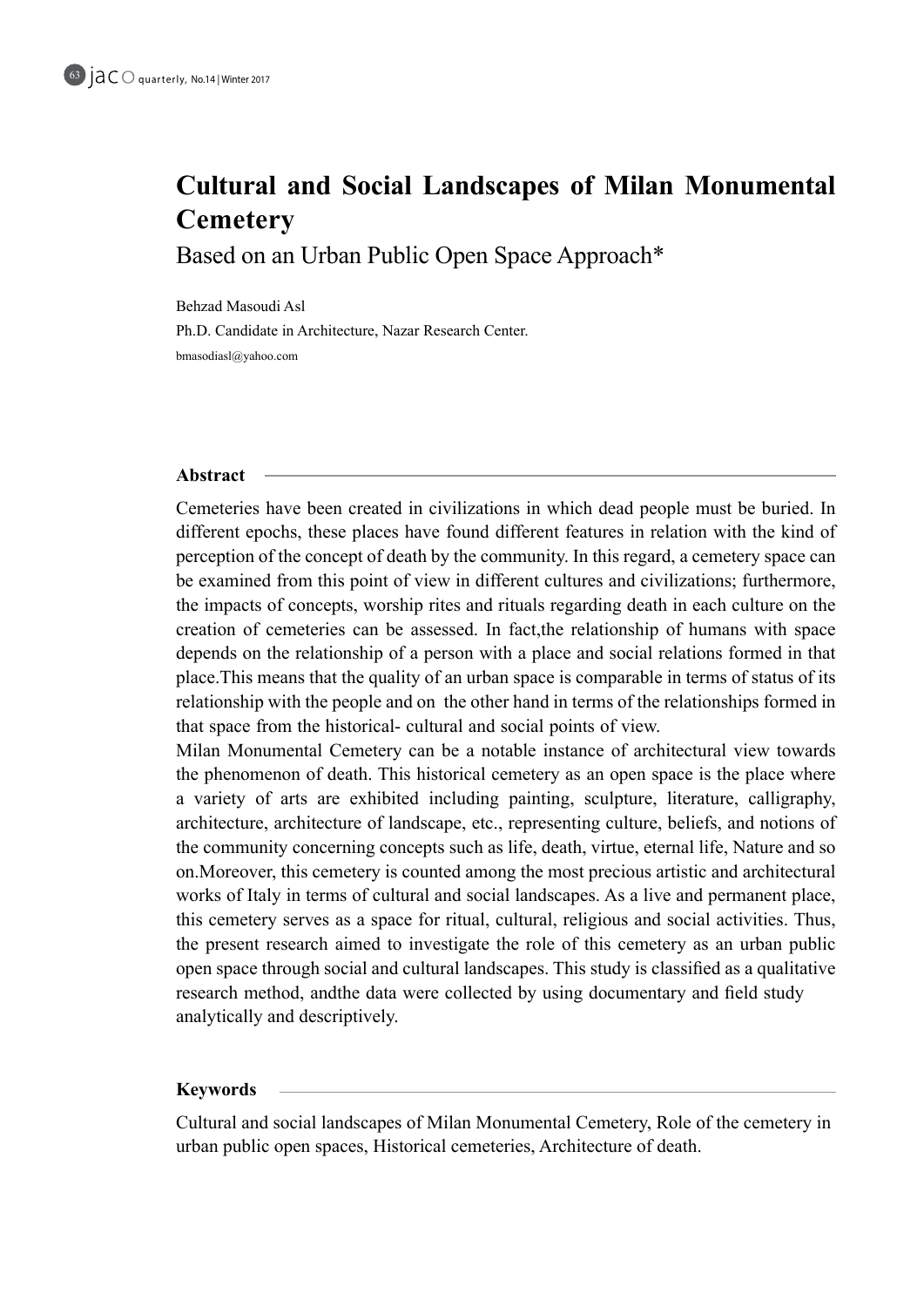# Cultural and Social Landscapes of Milan Monumental Cemetery

## Based on an Urban Public Open Space Approach*

Behzad Masoudi Asl

Ph.D. Candidate in Architecture, Nazar Research Center.

bmasodiasl@yahoo.com

### Abstract

Cemeteries have been created in civilizations in which dead people must be buried. In different epochs, these places have found different features in relation with the kind of perception of the concept of death by the community. In this regard, a cemetery space can be examined from this point of view in different cultures and civilizations; furthermore, the impacts of concepts, worship rites and rituals regarding death in each culture on the creation of cemeteries can be assessed. In fact,the relationship of humans with space depends on the relationship of a person with a place and social relations formed in that place.This means that the quality of an urban space is comparable in terms of status of its relationship with the people and on the other hand in terms of the relationships formed in that space from the historical- cultural and social points of view.

Milan Monumental Cemetery can be a notable instance of architectural view towards the phenomenon of death. This historical cemetery as an open space is the place where a variety of arts are exhibited including painting, sculpture, literature, calligraphy, architecture, architecture of landscape, etc., representing culture, beliefs, and notions of the community concerning concepts such as life, death, virtue, eternal life, Nature and so on.Moreover, this cemetery is counted among the most precious artistic and architectural works of Italy in terms of cultural and social landscapes. As a live and permanent place, this cemetery serves as a space for ritual, cultural, religious and social activities. Thus, the present research aimed to investigate the role of this cemetery as an urban public open space through social and cultural landscapes. This study is classified as a qualitative research method, andthe data were collected by using documentary and field study analytically and descriptively.

### Keywords

Cultural and social landscapes of Milan Monumental Cemetery, Role of the cemetery in urban public open spaces, Historical cemeteries, Architecture of death.